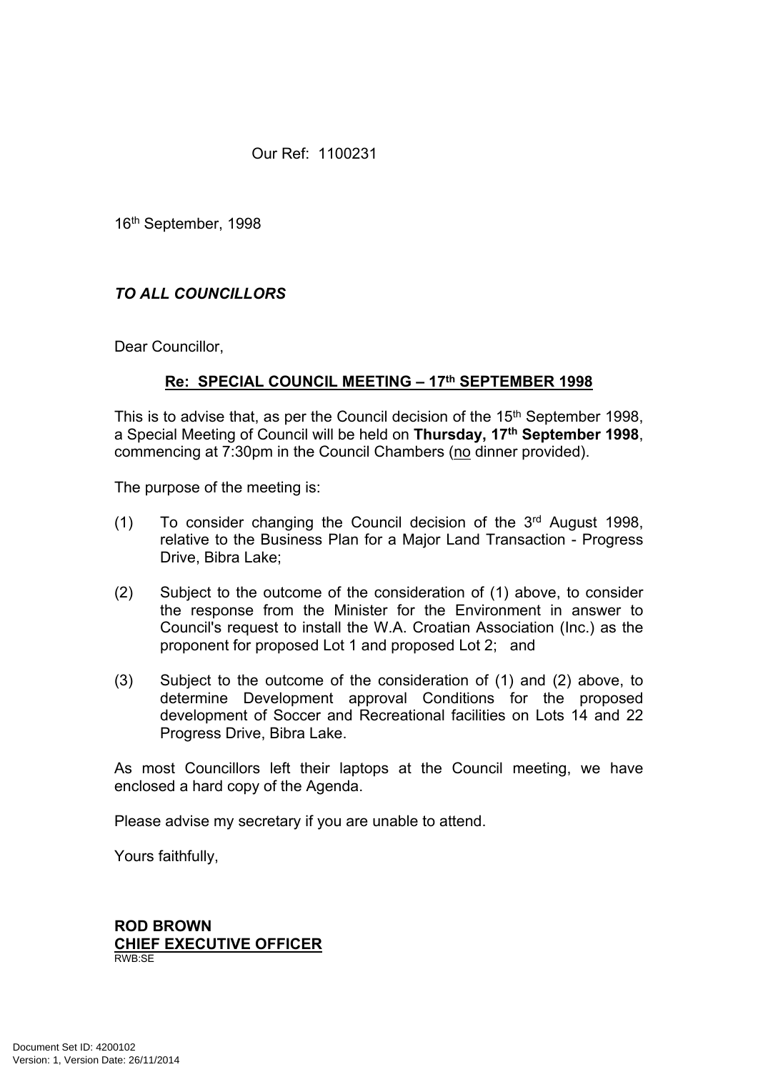Our Ref: 1100231

16th September, 1998

***TO ALL COUNCILLORS***

Dear Councillor,

**Re: SPECIAL COUNCIL MEETING – 17th SEPTEMBER 1998**

This is to advise that, as per the Council decision of the 15th September 1998, a Special Meeting of Council will be held on **Thursday, 17th September 1998**, commencing at 7:30pm in the Council Chambers (no dinner provided).

The purpose of the meeting is:

(1) To consider changing the Council decision of the 3rd August 1998, relative to the Business Plan for a Major Land Transaction - Progress Drive, Bibra Lake;

(2) Subject to the outcome of the consideration of (1) above, to consider the response from the Minister for the Environment in answer to Council's request to install the W.A. Croatian Association (Inc.) as the proponent for proposed Lot 1 and proposed Lot 2; and

(3) Subject to the outcome of the consideration of (1) and (2) above, to determine Development approval Conditions for the proposed development of Soccer and Recreational facilities on Lots 14 and 22 Progress Drive, Bibra Lake.

As most Councillors left their laptops at the Council meeting, we have enclosed a hard copy of the Agenda.

Please advise my secretary if you are unable to attend.

Yours faithfully,

**ROD BROWN**
**CHIEF EXECUTIVE OFFICER**
RWB:SE

Document Set ID: 4200102
Version: 1, Version Date: 26/11/2014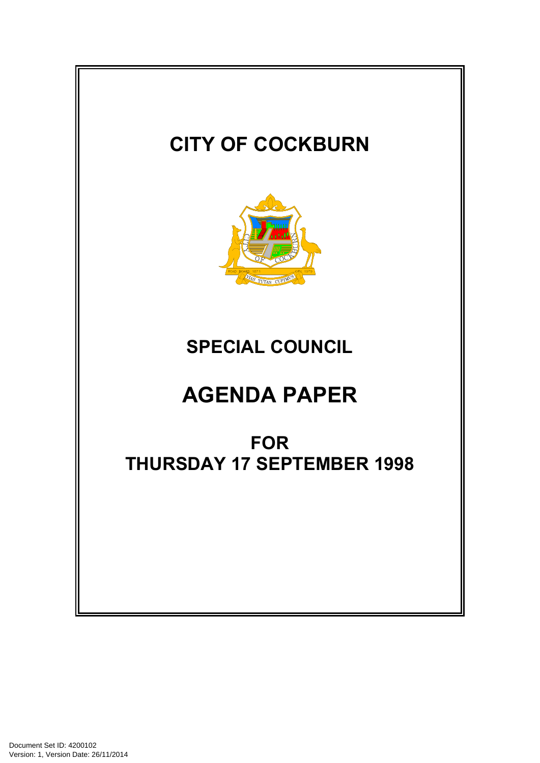# CITY OF COCKBURN

# SPECIAL COUNCIL

# AGENDA PAPER

## FOR
## THURSDAY 17 SEPTEMBER 1998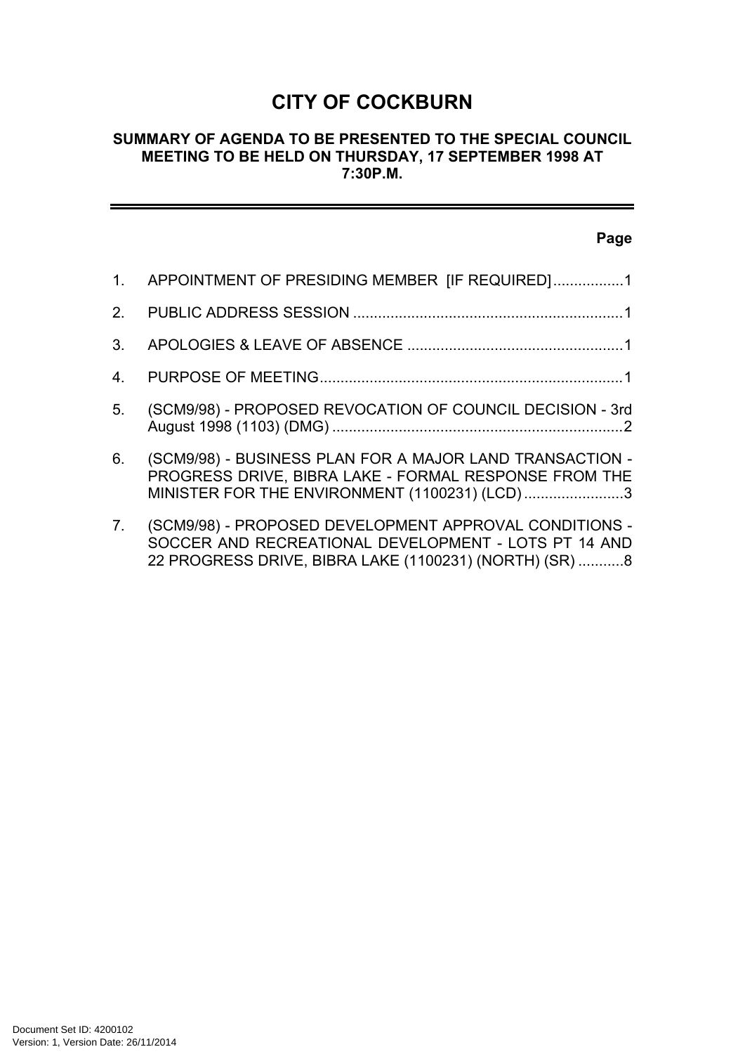# CITY OF COCKBURN

## SUMMARY OF AGENDA TO BE PRESENTED TO THE SPECIAL COUNCIL MEETING TO BE HELD ON THURSDAY, 17 SEPTEMBER 1998 AT 7:30P.M.

---

**Page**

1. APPOINTMENT OF PRESIDING MEMBER [IF REQUIRED] ................. 1
2. PUBLIC ADDRESS SESSION ................................................................. 1
3. APOLOGIES & LEAVE OF ABSENCE .................................................... 1
4. PURPOSE OF MEETING......................................................................... 1
5. (SCM9/98) - PROPOSED REVOCATION OF COUNCIL DECISION - 3rd August 1998 (1103) (DMG) ...................................................................... 2
6. (SCM9/98) - BUSINESS PLAN FOR A MAJOR LAND TRANSACTION - PROGRESS DRIVE, BIBRA LAKE - FORMAL RESPONSE FROM THE MINISTER FOR THE ENVIRONMENT (1100231) (LCD) ........................ 3
7. (SCM9/98) - PROPOSED DEVELOPMENT APPROVAL CONDITIONS - SOCCER AND RECREATIONAL DEVELOPMENT - LOTS PT 14 AND 22 PROGRESS DRIVE, BIBRA LAKE (1100231) (NORTH) (SR) ........... 8

Document Set ID: 4200102
Version: 1, Version Date: 26/11/2014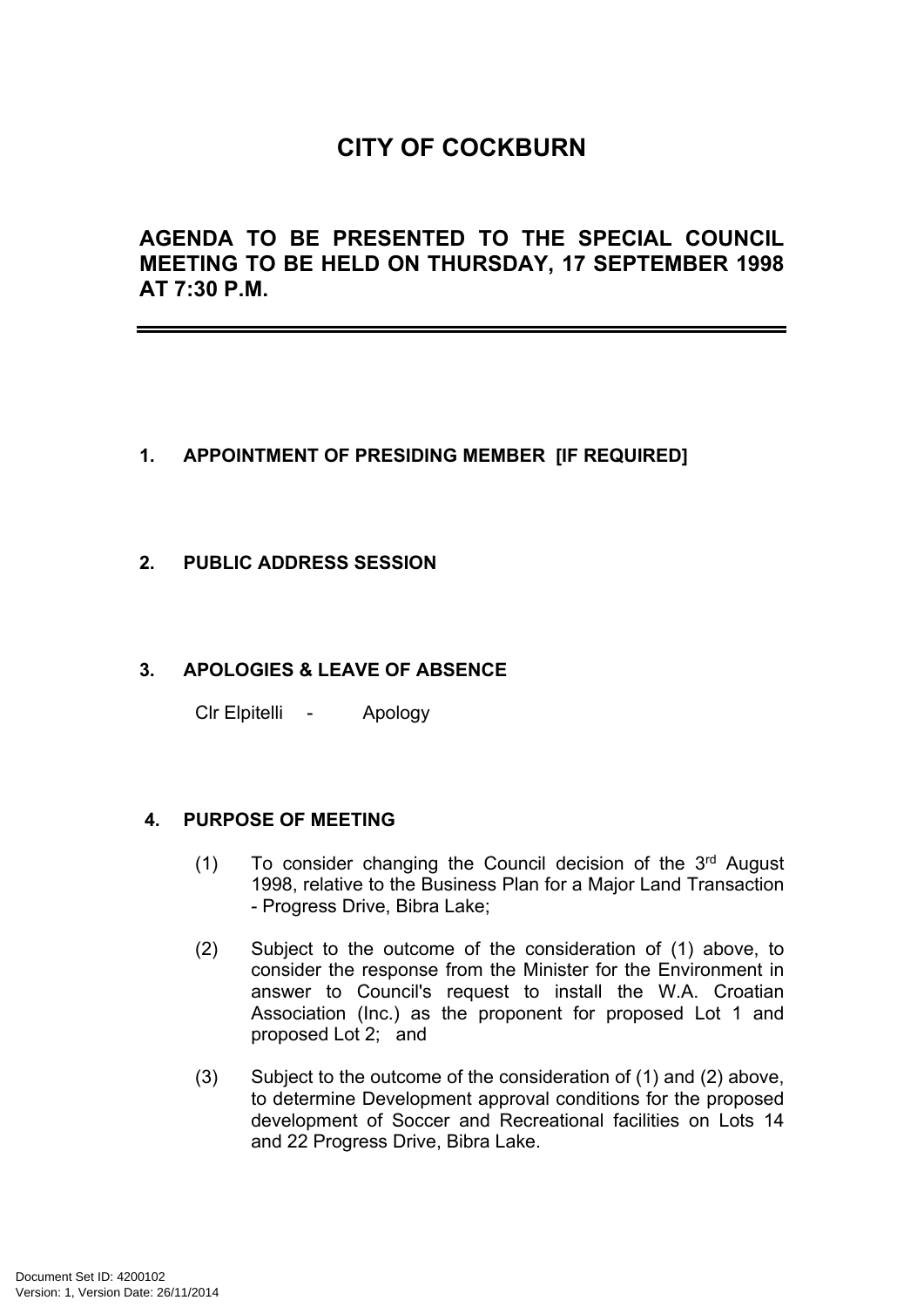# CITY OF COCKBURN

## AGENDA TO BE PRESENTED TO THE SPECIAL COUNCIL MEETING TO BE HELD ON THURSDAY, 17 SEPTEMBER 1998 AT 7:30 P.M.

---

**1. APPOINTMENT OF PRESIDING MEMBER [IF REQUIRED]**

**2. PUBLIC ADDRESS SESSION**

**3. APOLOGIES & LEAVE OF ABSENCE**

Clr Elpitelli - Apology

**4. PURPOSE OF MEETING**

(1) To consider changing the Council decision of the 3rd August 1998, relative to the Business Plan for a Major Land Transaction - Progress Drive, Bibra Lake;

(2) Subject to the outcome of the consideration of (1) above, to consider the response from the Minister for the Environment in answer to Council's request to install the W.A. Croatian Association (Inc.) as the proponent for proposed Lot 1 and proposed Lot 2; and

(3) Subject to the outcome of the consideration of (1) and (2) above, to determine Development approval conditions for the proposed development of Soccer and Recreational facilities on Lots 14 and 22 Progress Drive, Bibra Lake.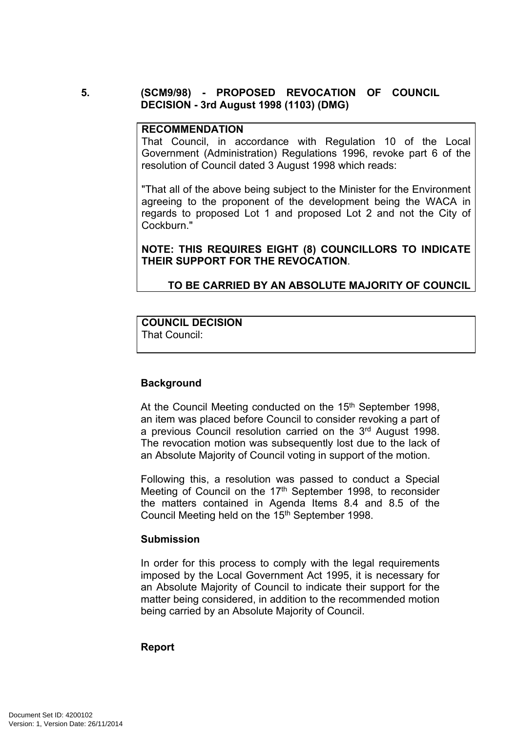## 5. (SCM9/98) - PROPOSED REVOCATION OF COUNCIL DECISION - 3rd August 1998 (1103) (DMG)

**RECOMMENDATION**

That Council, in accordance with Regulation 10 of the Local Government (Administration) Regulations 1996, revoke part 6 of the resolution of Council dated 3 August 1998 which reads:

"That all of the above being subject to the Minister for the Environment agreeing to the proponent of the development being the WACA in regards to proposed Lot 1 and proposed Lot 2 and not the City of Cockburn."

**NOTE: THIS REQUIRES EIGHT (8) COUNCILLORS TO INDICATE THEIR SUPPORT FOR THE REVOCATION**.

**TO BE CARRIED BY AN ABSOLUTE MAJORITY OF COUNCIL**

**COUNCIL DECISION**

That Council:

**Background**

At the Council Meeting conducted on the 15th September 1998, an item was placed before Council to consider revoking a part of a previous Council resolution carried on the 3rd August 1998. The revocation motion was subsequently lost due to the lack of an Absolute Majority of Council voting in support of the motion.

Following this, a resolution was passed to conduct a Special Meeting of Council on the 17th September 1998, to reconsider the matters contained in Agenda Items 8.4 and 8.5 of the Council Meeting held on the 15th September 1998.

**Submission**

In order for this process to comply with the legal requirements imposed by the Local Government Act 1995, it is necessary for an Absolute Majority of Council to indicate their support for the matter being considered, in addition to the recommended motion being carried by an Absolute Majority of Council.

**Report**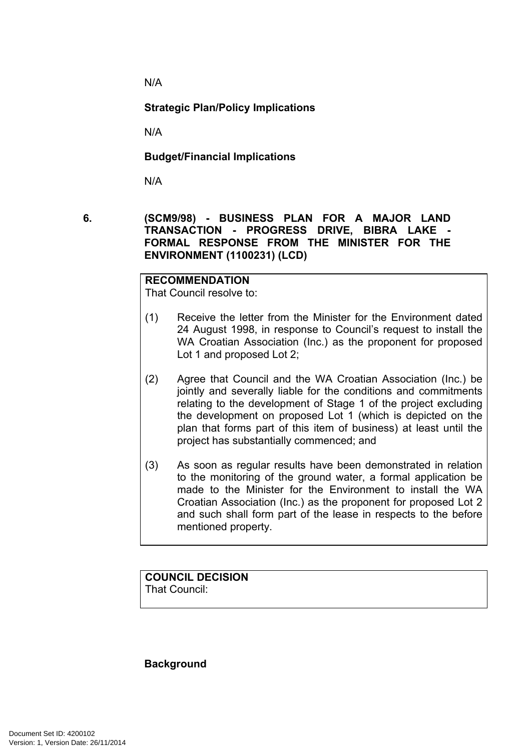N/A

**Strategic Plan/Policy Implications**

N/A

**Budget/Financial Implications**

N/A

## 6. (SCM9/98) - BUSINESS PLAN FOR A MAJOR LAND TRANSACTION - PROGRESS DRIVE, BIBRA LAKE - FORMAL RESPONSE FROM THE MINISTER FOR THE ENVIRONMENT (1100231) (LCD)

**RECOMMENDATION**
That Council resolve to:

(1) Receive the letter from the Minister for the Environment dated 24 August 1998, in response to Council's request to install the WA Croatian Association (Inc.) as the proponent for proposed Lot 1 and proposed Lot 2;

(2) Agree that Council and the WA Croatian Association (Inc.) be jointly and severally liable for the conditions and commitments relating to the development of Stage 1 of the project excluding the development on proposed Lot 1 (which is depicted on the plan that forms part of this item of business) at least until the project has substantially commenced; and

(3) As soon as regular results have been demonstrated in relation to the monitoring of the ground water, a formal application be made to the Minister for the Environment to install the WA Croatian Association (Inc.) as the proponent for proposed Lot 2 and such shall form part of the lease in respects to the before mentioned property.

**COUNCIL DECISION**
That Council:

**Background**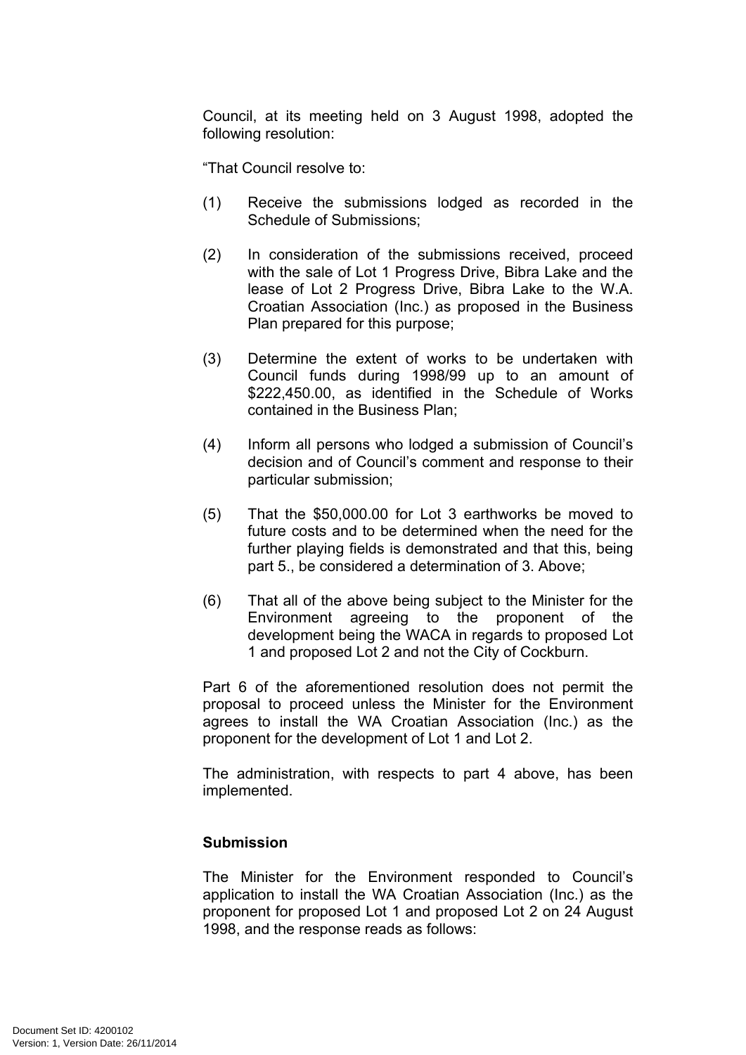Council, at its meeting held on 3 August 1998, adopted the following resolution:

"That Council resolve to:

(1) Receive the submissions lodged as recorded in the Schedule of Submissions;

(2) In consideration of the submissions received, proceed with the sale of Lot 1 Progress Drive, Bibra Lake and the lease of Lot 2 Progress Drive, Bibra Lake to the W.A. Croatian Association (Inc.) as proposed in the Business Plan prepared for this purpose;

(3) Determine the extent of works to be undertaken with Council funds during 1998/99 up to an amount of $222,450.00, as identified in the Schedule of Works contained in the Business Plan;

(4) Inform all persons who lodged a submission of Council's decision and of Council's comment and response to their particular submission;

(5) That the $50,000.00 for Lot 3 earthworks be moved to future costs and to be determined when the need for the further playing fields is demonstrated and that this, being part 5., be considered a determination of 3. Above;

(6) That all of the above being subject to the Minister for the Environment agreeing to the proponent of the development being the WACA in regards to proposed Lot 1 and proposed Lot 2 and not the City of Cockburn.

Part 6 of the aforementioned resolution does not permit the proposal to proceed unless the Minister for the Environment agrees to install the WA Croatian Association (Inc.) as the proponent for the development of Lot 1 and Lot 2.

The administration, with respects to part 4 above, has been implemented.

**Submission**

The Minister for the Environment responded to Council's application to install the WA Croatian Association (Inc.) as the proponent for proposed Lot 1 and proposed Lot 2 on 24 August 1998, and the response reads as follows: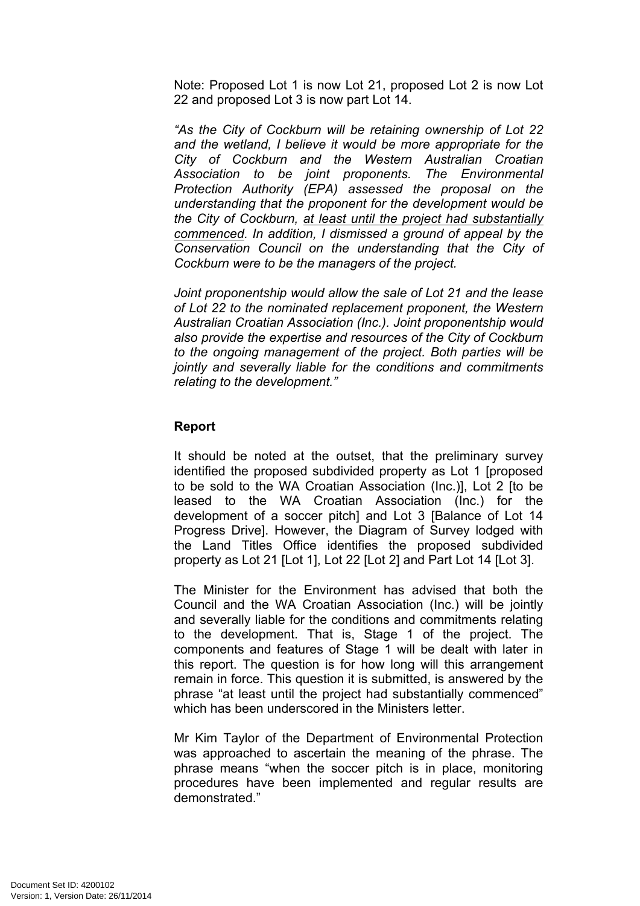Note: Proposed Lot 1 is now Lot 21, proposed Lot 2 is now Lot 22 and proposed Lot 3 is now part Lot 14.

*"As the City of Cockburn will be retaining ownership of Lot 22 and the wetland, I believe it would be more appropriate for the City of Cockburn and the Western Australian Croatian Association to be joint proponents. The Environmental Protection Authority (EPA) assessed the proposal on the understanding that the proponent for the development would be the City of Cockburn, <u>at least until the project had substantially commenced</u>. In addition, I dismissed a ground of appeal by the Conservation Council on the understanding that the City of Cockburn were to be the managers of the project.*

*Joint proponentship would allow the sale of Lot 21 and the lease of Lot 22 to the nominated replacement proponent, the Western Australian Croatian Association (Inc.). Joint proponentship would also provide the expertise and resources of the City of Cockburn to the ongoing management of the project. Both parties will be jointly and severally liable for the conditions and commitments relating to the development."*

**Report**

It should be noted at the outset, that the preliminary survey identified the proposed subdivided property as Lot 1 [proposed to be sold to the WA Croatian Association (Inc.)], Lot 2 [to be leased to the WA Croatian Association (Inc.) for the development of a soccer pitch] and Lot 3 [Balance of Lot 14 Progress Drive]. However, the Diagram of Survey lodged with the Land Titles Office identifies the proposed subdivided property as Lot 21 [Lot 1], Lot 22 [Lot 2] and Part Lot 14 [Lot 3].

The Minister for the Environment has advised that both the Council and the WA Croatian Association (Inc.) will be jointly and severally liable for the conditions and commitments relating to the development. That is, Stage 1 of the project. The components and features of Stage 1 will be dealt with later in this report. The question is for how long will this arrangement remain in force. This question it is submitted, is answered by the phrase "at least until the project had substantially commenced" which has been underscored in the Ministers letter.

Mr Kim Taylor of the Department of Environmental Protection was approached to ascertain the meaning of the phrase. The phrase means "when the soccer pitch is in place, monitoring procedures have been implemented and regular results are demonstrated."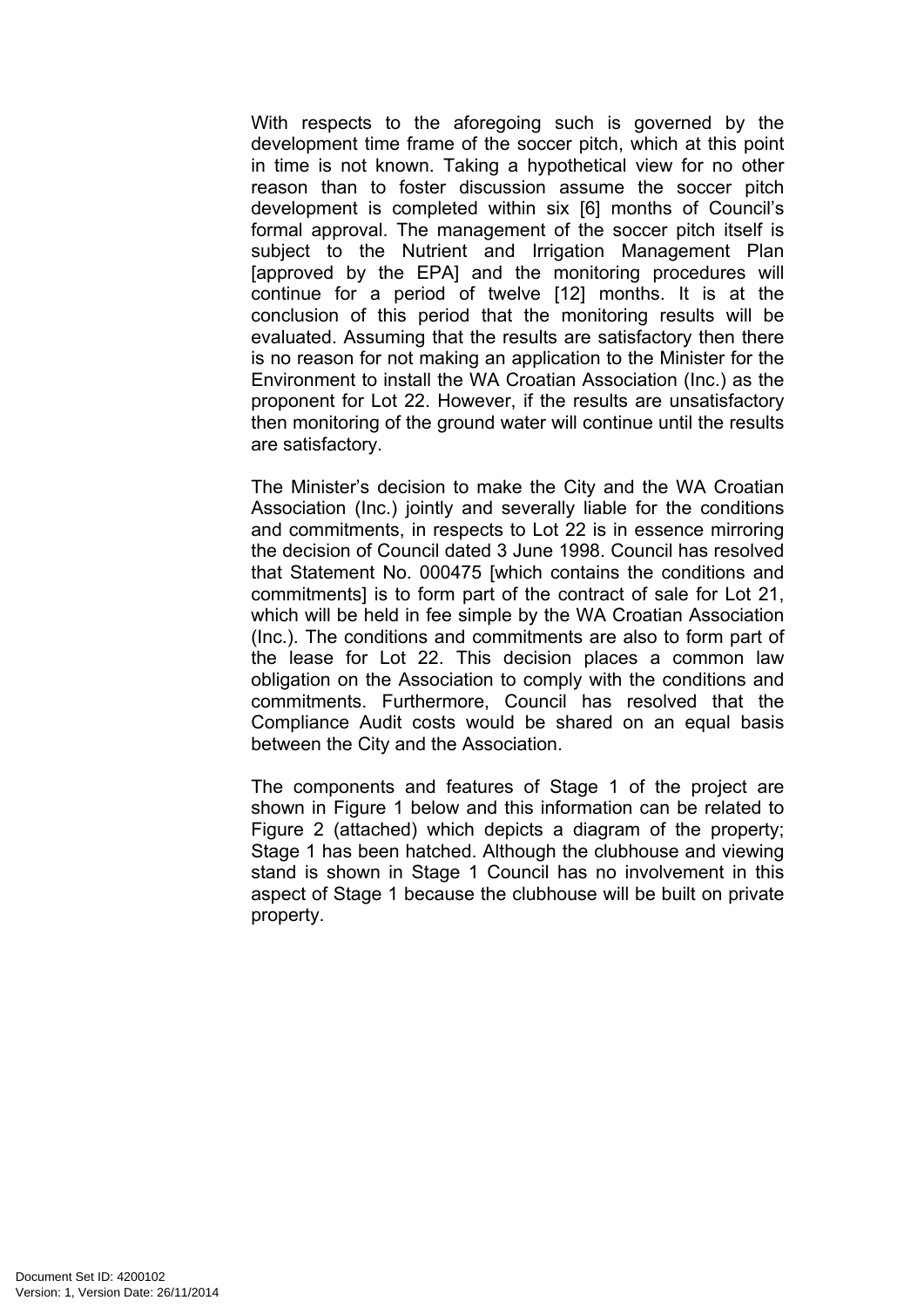With respects to the aforegoing such is governed by the development time frame of the soccer pitch, which at this point in time is not known. Taking a hypothetical view for no other reason than to foster discussion assume the soccer pitch development is completed within six [6] months of Council's formal approval. The management of the soccer pitch itself is subject to the Nutrient and Irrigation Management Plan [approved by the EPA] and the monitoring procedures will continue for a period of twelve [12] months. It is at the conclusion of this period that the monitoring results will be evaluated. Assuming that the results are satisfactory then there is no reason for not making an application to the Minister for the Environment to install the WA Croatian Association (Inc.) as the proponent for Lot 22. However, if the results are unsatisfactory then monitoring of the ground water will continue until the results are satisfactory.

The Minister's decision to make the City and the WA Croatian Association (Inc.) jointly and severally liable for the conditions and commitments, in respects to Lot 22 is in essence mirroring the decision of Council dated 3 June 1998. Council has resolved that Statement No. 000475 [which contains the conditions and commitments] is to form part of the contract of sale for Lot 21, which will be held in fee simple by the WA Croatian Association (Inc.). The conditions and commitments are also to form part of the lease for Lot 22. This decision places a common law obligation on the Association to comply with the conditions and commitments. Furthermore, Council has resolved that the Compliance Audit costs would be shared on an equal basis between the City and the Association.

The components and features of Stage 1 of the project are shown in Figure 1 below and this information can be related to Figure 2 (attached) which depicts a diagram of the property; Stage 1 has been hatched. Although the clubhouse and viewing stand is shown in Stage 1 Council has no involvement in this aspect of Stage 1 because the clubhouse will be built on private property.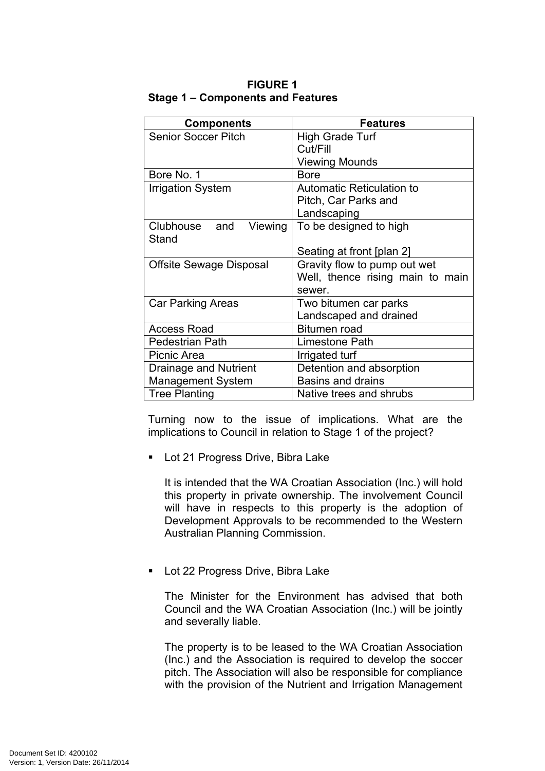**FIGURE 1**
**Stage 1 – Components and Features**

| Components | Features |
|---|---|
| Senior Soccer Pitch | High Grade Turf<br>Cut/Fill<br>Viewing Mounds |
| Bore No. 1 | Bore |
| Irrigation System | Automatic Reticulation to Pitch, Car Parks and Landscaping |
| Clubhouse and Viewing Stand | To be designed to high<br><br>Seating at front [plan 2] |
| Offsite Sewage Disposal | Gravity flow to pump out wet Well, thence rising main to main sewer. |
| Car Parking Areas | Two bitumen car parks<br>Landscaped and drained |
| Access Road | Bitumen road |
| Pedestrian Path | Limestone Path |
| Picnic Area | Irrigated turf |
| Drainage and Nutrient Management System | Detention and absorption Basins and drains |
| Tree Planting | Native trees and shrubs |

Turning now to the issue of implications. What are the implications to Council in relation to Stage 1 of the project?

- Lot 21 Progress Drive, Bibra Lake

  It is intended that the WA Croatian Association (Inc.) will hold this property in private ownership. The involvement Council will have in respects to this property is the adoption of Development Approvals to be recommended to the Western Australian Planning Commission.

- Lot 22 Progress Drive, Bibra Lake

  The Minister for the Environment has advised that both Council and the WA Croatian Association (Inc.) will be jointly and severally liable.

  The property is to be leased to the WA Croatian Association (Inc.) and the Association is required to develop the soccer pitch. The Association will also be responsible for compliance with the provision of the Nutrient and Irrigation Management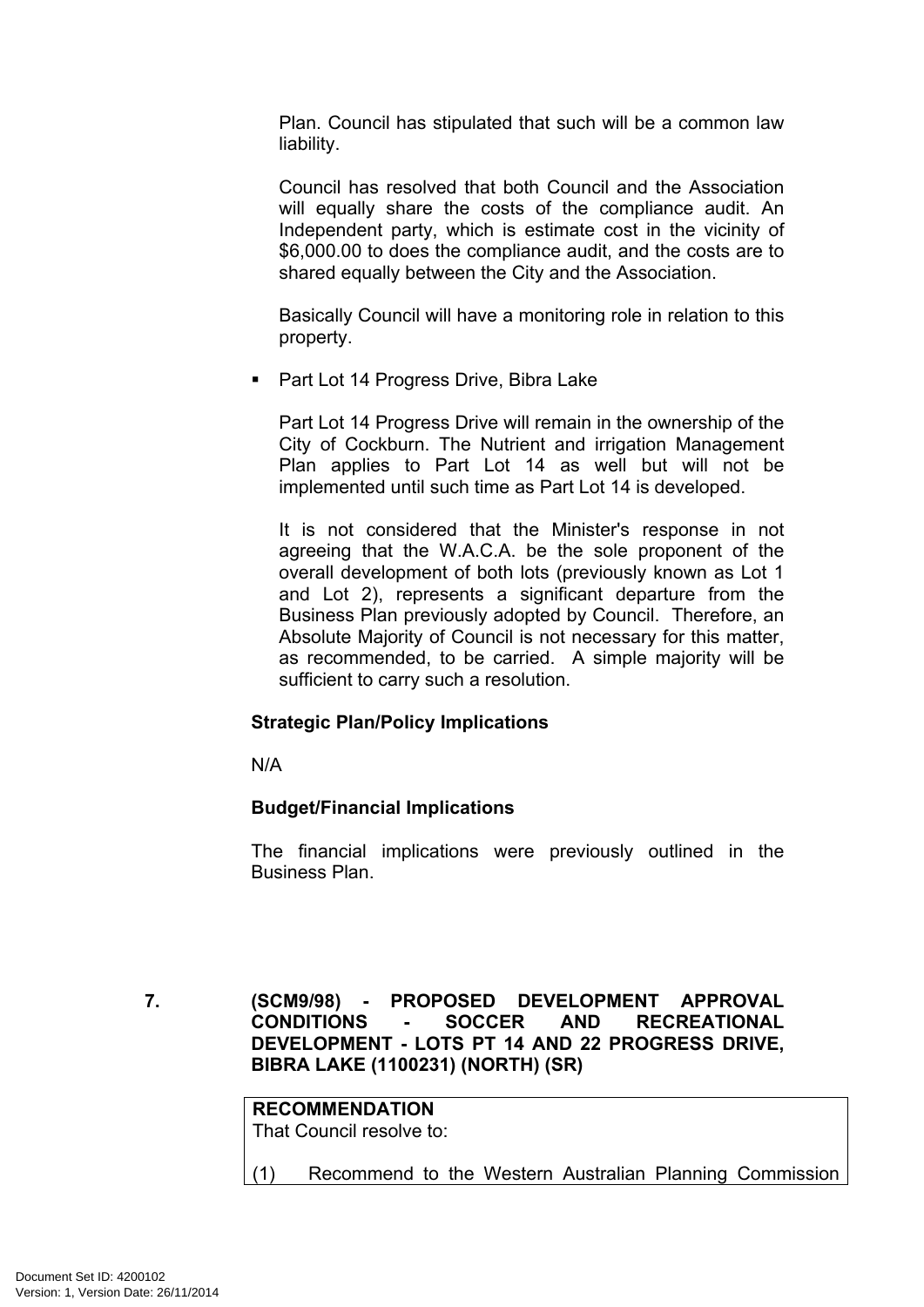Plan. Council has stipulated that such will be a common law liability.

Council has resolved that both Council and the Association will equally share the costs of the compliance audit. An Independent party, which is estimate cost in the vicinity of $6,000.00 to does the compliance audit, and the costs are to shared equally between the City and the Association.

Basically Council will have a monitoring role in relation to this property.

- Part Lot 14 Progress Drive, Bibra Lake

  Part Lot 14 Progress Drive will remain in the ownership of the City of Cockburn. The Nutrient and irrigation Management Plan applies to Part Lot 14 as well but will not be implemented until such time as Part Lot 14 is developed.

  It is not considered that the Minister's response in not agreeing that the W.A.C.A. be the sole proponent of the overall development of both lots (previously known as Lot 1 and Lot 2), represents a significant departure from the Business Plan previously adopted by Council. Therefore, an Absolute Majority of Council is not necessary for this matter, as recommended, to be carried. A simple majority will be sufficient to carry such a resolution.

**Strategic Plan/Policy Implications**

N/A

**Budget/Financial Implications**

The financial implications were previously outlined in the Business Plan.

## 7. (SCM9/98) - PROPOSED DEVELOPMENT APPROVAL CONDITIONS - SOCCER AND RECREATIONAL DEVELOPMENT - LOTS PT 14 AND 22 PROGRESS DRIVE, BIBRA LAKE (1100231) (NORTH) (SR)

**RECOMMENDATION**
That Council resolve to:

(1) Recommend to the Western Australian Planning Commission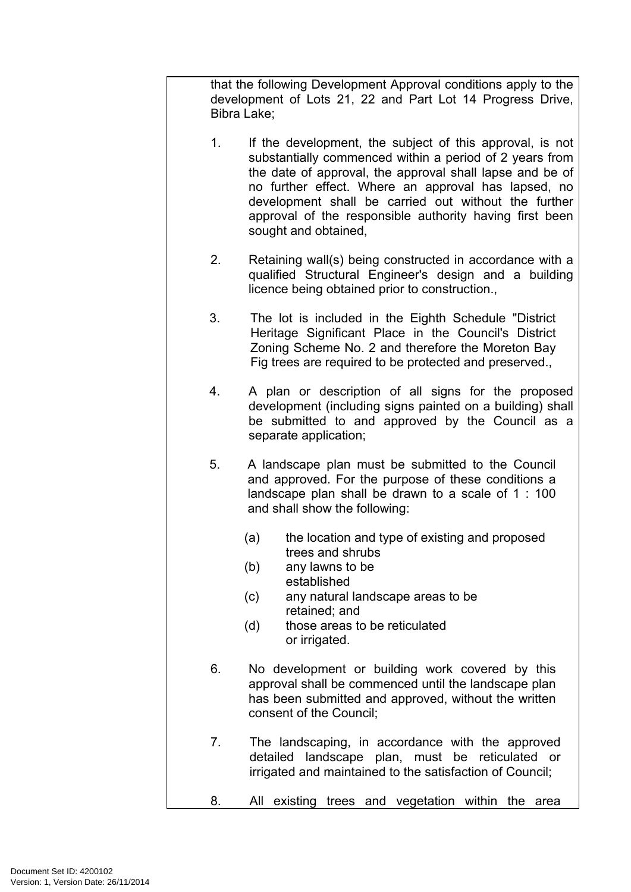that the following Development Approval conditions apply to the development of Lots 21, 22 and Part Lot 14 Progress Drive, Bibra Lake;

1. If the development, the subject of this approval, is not substantially commenced within a period of 2 years from the date of approval, the approval shall lapse and be of no further effect. Where an approval has lapsed, no development shall be carried out without the further approval of the responsible authority having first been sought and obtained,

2. Retaining wall(s) being constructed in accordance with a qualified Structural Engineer's design and a building licence being obtained prior to construction.,

3. The lot is included in the Eighth Schedule "District Heritage Significant Place in the Council's District Zoning Scheme No. 2 and therefore the Moreton Bay Fig trees are required to be protected and preserved.,

4. A plan or description of all signs for the proposed development (including signs painted on a building) shall be submitted to and approved by the Council as a separate application;

5. A landscape plan must be submitted to the Council and approved. For the purpose of these conditions a landscape plan shall be drawn to a scale of 1 : 100 and shall show the following:

   (a) the location and type of existing and proposed trees and shrubs
   (b) any lawns to be established
   (c) any natural landscape areas to be retained; and
   (d) those areas to be reticulated or irrigated.

6. No development or building work covered by this approval shall be commenced until the landscape plan has been submitted and approved, without the written consent of the Council;

7. The landscaping, in accordance with the approved detailed landscape plan, must be reticulated or irrigated and maintained to the satisfaction of Council;

8. All existing trees and vegetation within the area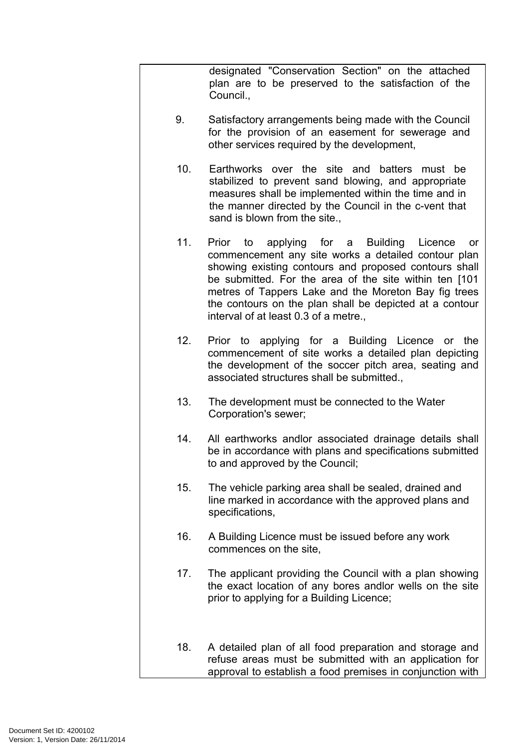designated "Conservation Section" on the attached plan are to be preserved to the satisfaction of the Council.,

9. Satisfactory arrangements being made with the Council for the provision of an easement for sewerage and other services required by the development,

10. Earthworks over the site and batters must be stabilized to prevent sand blowing, and appropriate measures shall be implemented within the time and in the manner directed by the Council in the c-vent that sand is blown from the site.,

11. Prior to applying for a Building Licence or commencement any site works a detailed contour plan showing existing contours and proposed contours shall be submitted. For the area of the site within ten [101 metres of Tappers Lake and the Moreton Bay fig trees the contours on the plan shall be depicted at a contour interval of at least 0.3 of a metre.,

12. Prior to applying for a Building Licence or the commencement of site works a detailed plan depicting the development of the soccer pitch area, seating and associated structures shall be submitted.,

13. The development must be connected to the Water Corporation's sewer;

14. All earthworks andlor associated drainage details shall be in accordance with plans and specifications submitted to and approved by the Council;

15. The vehicle parking area shall be sealed, drained and line marked in accordance with the approved plans and specifications,

16. A Building Licence must be issued before any work commences on the site,

17. The applicant providing the Council with a plan showing the exact location of any bores andlor wells on the site prior to applying for a Building Licence;

18. A detailed plan of all food preparation and storage and refuse areas must be submitted with an application for approval to establish a food premises in conjunction with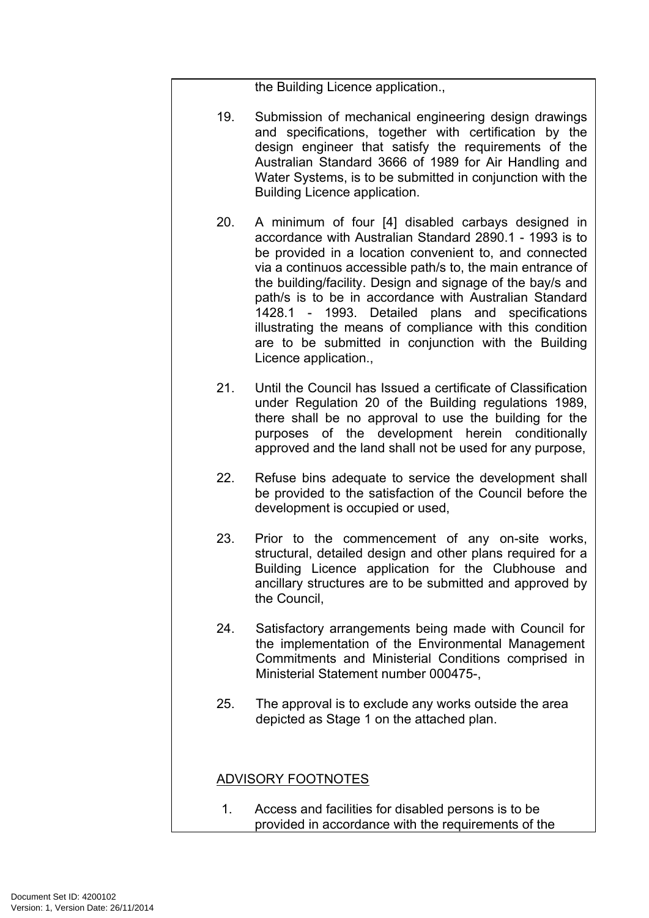the Building Licence application.,

19. Submission of mechanical engineering design drawings and specifications, together with certification by the design engineer that satisfy the requirements of the Australian Standard 3666 of 1989 for Air Handling and Water Systems, is to be submitted in conjunction with the Building Licence application.

20. A minimum of four [4] disabled carbays designed in accordance with Australian Standard 2890.1 - 1993 is to be provided in a location convenient to, and connected via a continuos accessible path/s to, the main entrance of the building/facility. Design and signage of the bay/s and path/s is to be in accordance with Australian Standard 1428.1 - 1993. Detailed plans and specifications illustrating the means of compliance with this condition are to be submitted in conjunction with the Building Licence application.,

21. Until the Council has Issued a certificate of Classification under Regulation 20 of the Building regulations 1989, there shall be no approval to use the building for the purposes of the development herein conditionally approved and the land shall not be used for any purpose,

22. Refuse bins adequate to service the development shall be provided to the satisfaction of the Council before the development is occupied or used,

23. Prior to the commencement of any on-site works, structural, detailed design and other plans required for a Building Licence application for the Clubhouse and ancillary structures are to be submitted and approved by the Council,

24. Satisfactory arrangements being made with Council for the implementation of the Environmental Management Commitments and Ministerial Conditions comprised in Ministerial Statement number 000475-,

25. The approval is to exclude any works outside the area depicted as Stage 1 on the attached plan.

ADVISORY FOOTNOTES

1. Access and facilities for disabled persons is to be provided in accordance with the requirements of the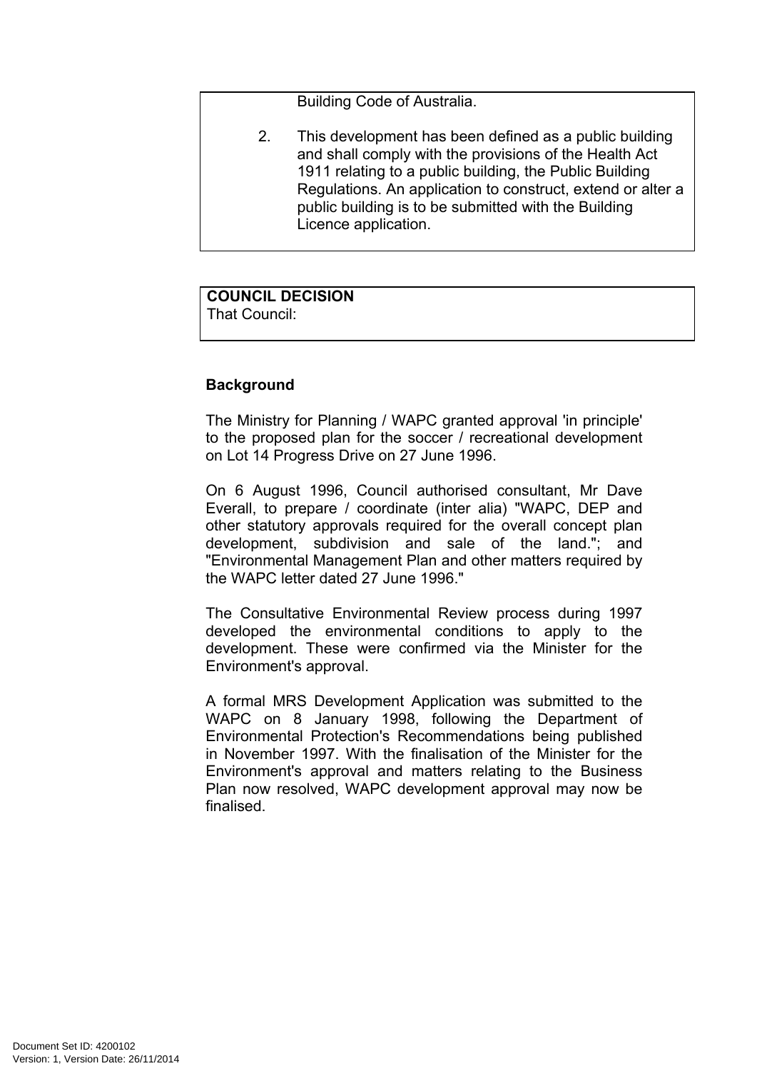Building Code of Australia.

2. This development has been defined as a public building and shall comply with the provisions of the Health Act 1911 relating to a public building, the Public Building Regulations. An application to construct, extend or alter a public building is to be submitted with the Building Licence application.

**COUNCIL DECISION**
That Council:

**Background**

The Ministry for Planning / WAPC granted approval 'in principle' to the proposed plan for the soccer / recreational development on Lot 14 Progress Drive on 27 June 1996.

On 6 August 1996, Council authorised consultant, Mr Dave Everall, to prepare / coordinate (inter alia) "WAPC, DEP and other statutory approvals required for the overall concept plan development, subdivision and sale of the land."; and "Environmental Management Plan and other matters required by the WAPC letter dated 27 June 1996."

The Consultative Environmental Review process during 1997 developed the environmental conditions to apply to the development. These were confirmed via the Minister for the Environment's approval.

A formal MRS Development Application was submitted to the WAPC on 8 January 1998, following the Department of Environmental Protection's Recommendations being published in November 1997. With the finalisation of the Minister for the Environment's approval and matters relating to the Business Plan now resolved, WAPC development approval may now be finalised.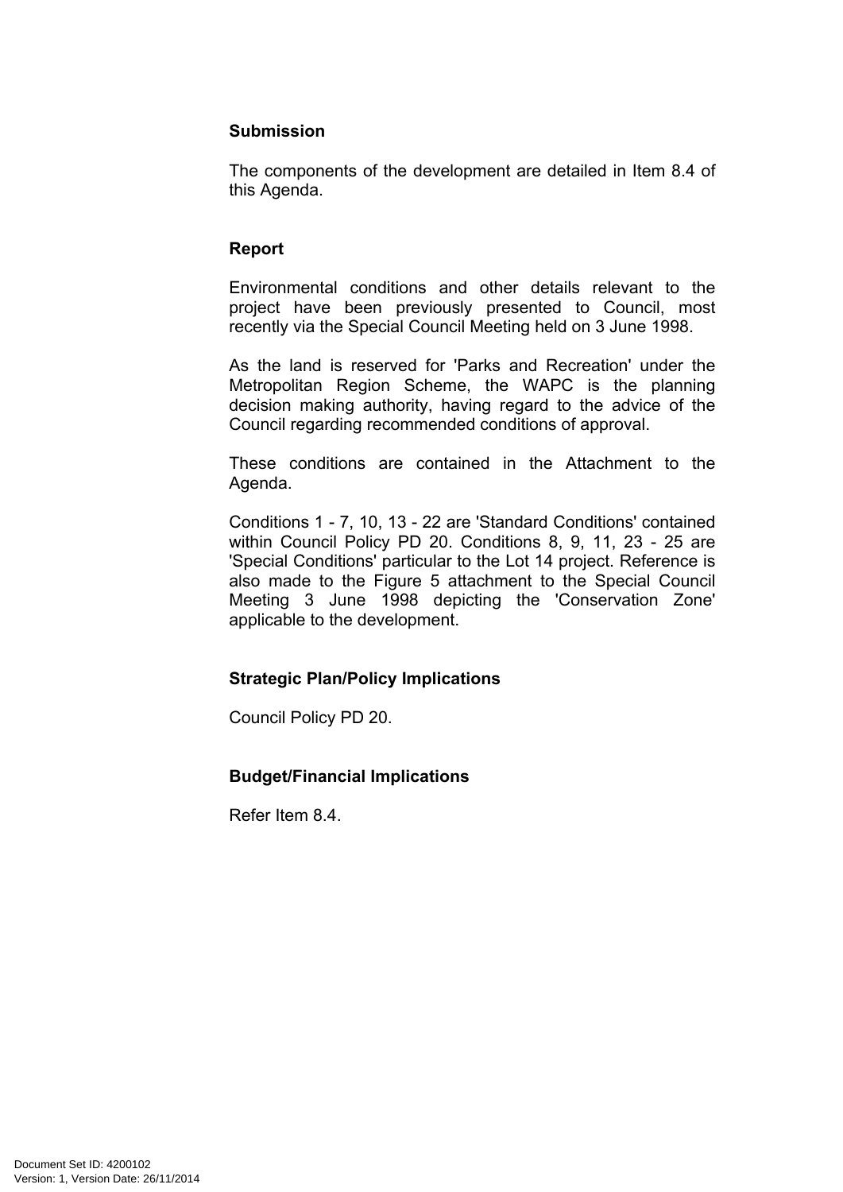**Submission**

The components of the development are detailed in Item 8.4 of this Agenda.

**Report**

Environmental conditions and other details relevant to the project have been previously presented to Council, most recently via the Special Council Meeting held on 3 June 1998.

As the land is reserved for 'Parks and Recreation' under the Metropolitan Region Scheme, the WAPC is the planning decision making authority, having regard to the advice of the Council regarding recommended conditions of approval.

These conditions are contained in the Attachment to the Agenda.

Conditions 1 - 7, 10, 13 - 22 are 'Standard Conditions' contained within Council Policy PD 20. Conditions 8, 9, 11, 23 - 25 are 'Special Conditions' particular to the Lot 14 project. Reference is also made to the Figure 5 attachment to the Special Council Meeting 3 June 1998 depicting the 'Conservation Zone' applicable to the development.

**Strategic Plan/Policy Implications**

Council Policy PD 20.

**Budget/Financial Implications**

Refer Item 8.4.